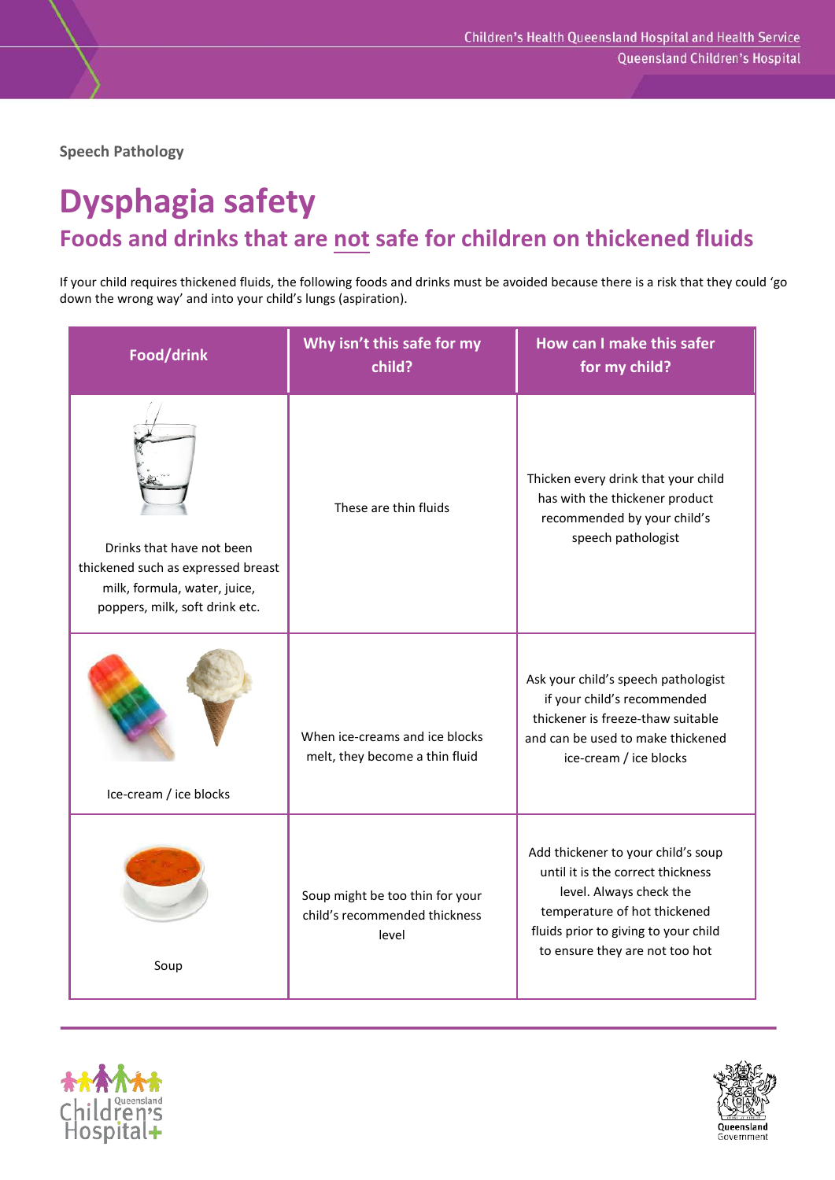Speech Pathology

# Dysphagia safety

## Foods and drinks that are not safe for children on thickened fluids

If your child requires thickened fluids, the following foods and drinks must be avoided because there is a risk that they could 'go down the wrong way' and into your child's lungs (aspiration).

| Food/drink | Why isn't this safe for my child? | How can I make this safer for my child? |
| --- | --- | --- |
| Drinks that have not been thickened such as expressed breast milk, formula, water, juice, poppers, milk, soft drink etc. | These are thin fluids | Thicken every drink that your child has with the thickener product recommended by your child's speech pathologist |
| Ice-cream / ice blocks | When ice-creams and ice blocks melt, they become a thin fluid | Ask your child's speech pathologist if your child's recommended thickener is freeze-thaw suitable and can be used to make thickened ice-cream / ice blocks |
| Soup | Soup might be too thin for your child's recommended thickness level | Add thickener to your child's soup until it is the correct thickness level. Always check the temperature of hot thickened fluids prior to giving to your child to ensure they are not too hot |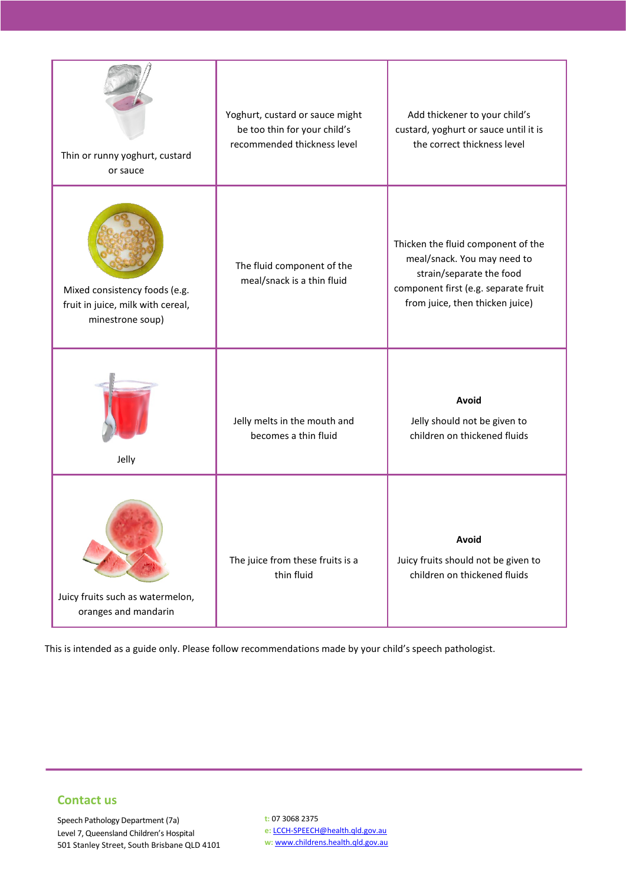| | | |
|---|---|---|
| Thin or runny yoghurt, custard or sauce | Yoghurt, custard or sauce might be too thin for your child's recommended thickness level | Add thickener to your child's custard, yoghurt or sauce until it is the correct thickness level |
| Mixed consistency foods (e.g. fruit in juice, milk with cereal, minestrone soup) | The fluid component of the meal/snack is a thin fluid | Thicken the fluid component of the meal/snack. You may need to strain/separate the food component first (e.g. separate fruit from juice, then thicken juice) |
| Jelly | Jelly melts in the mouth and becomes a thin fluid | **Avoid** Jelly should not be given to children on thickened fluids |
| Juicy fruits such as watermelon, oranges and mandarin | The juice from these fruits is a thin fluid | **Avoid** Juicy fruits should not be given to children on thickened fluids |

This is intended as a guide only. Please follow recommendations made by your child's speech pathologist.

## Contact us

Speech Pathology Department (7a)
Level 7, Queensland Children's Hospital
501 Stanley Street, South Brisbane QLD 4101

t: 07 3068 2375
e: LCCH-SPEECH@health.qld.gov.au
w: www.childrens.health.qld.gov.au